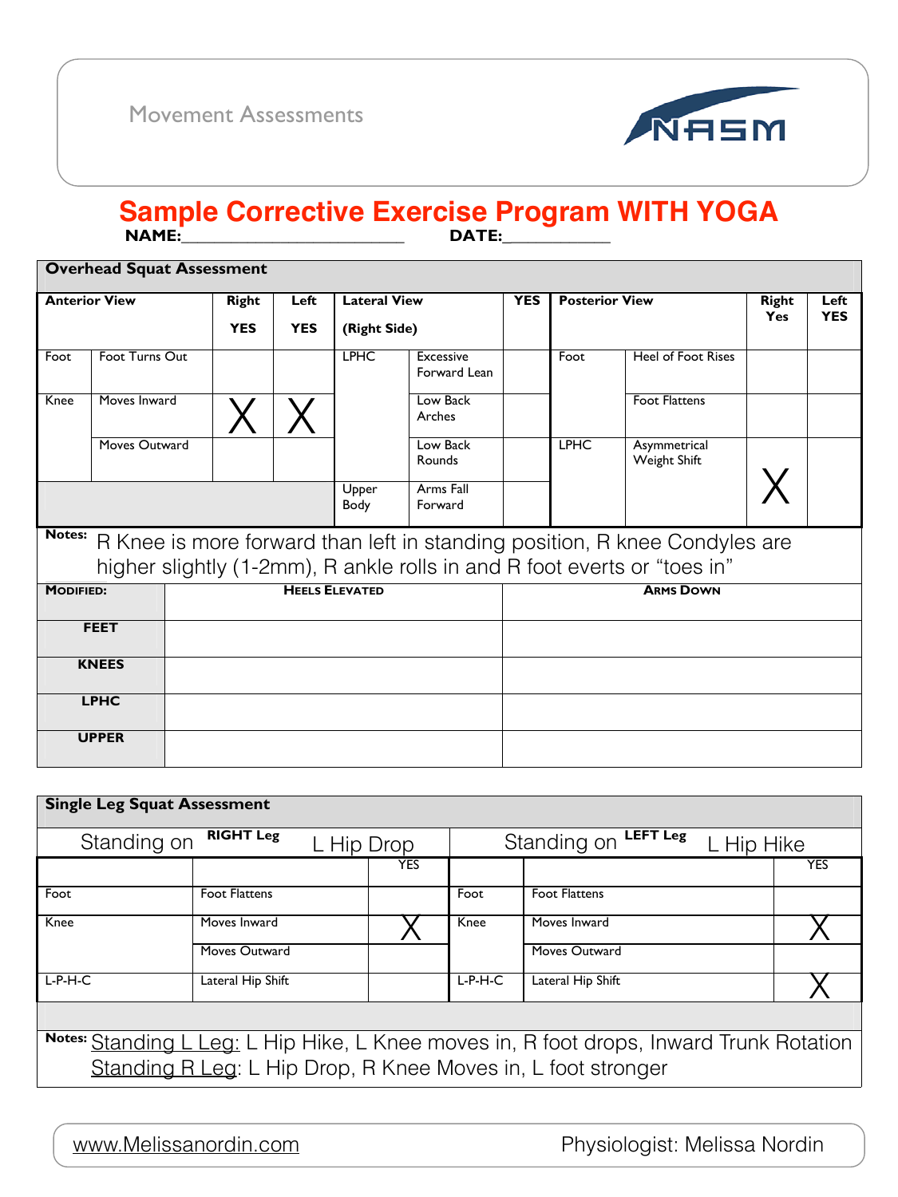Movement Assessments

# Sample Corrective Exercise Program WITH YOGA

**NAME:**________________________ **DATE:**___________

## Overhead Squat Assessment

| Anterior View | | Right YES | Left YES | Lateral View (Right Side) | | YES | Posterior View | | Right Yes | Left YES |
|---|---|---|---|---|---|---|---|---|---|---|
| Foot | Foot Turns Out | | | LPHC | Excessive Forward Lean | | Foot | Heel of Foot Rises | | |
| Knee | Moves Inward | X | X | | Low Back Arches | | | Foot Flattens | | |
| | Moves Outward | | | | Low Back Rounds | | LPHC | Asymmetrical Weight Shift | X | |
| | | | | Upper Body | Arms Fall Forward | | | | | |

**Notes:** R Knee is more forward than left in standing position, R knee Condyles are higher slightly (1-2mm), R ankle rolls in and R foot everts or "toes in"

| Modified: | Heels Elevated | Arms Down |
|---|---|---|
| FEET | | |
| KNEES | | |
| LPHC | | |
| UPPER | | |

## Single Leg Squat Assessment

| Standing on RIGHT Leg — L Hip Drop | | | Standing on LEFT Leg — L Hip Hike | | |
|---|---|---|---|---|---|
| | | YES | | | YES |
| Foot | Foot Flattens | | Foot | Foot Flattens | |
| Knee | Moves Inward | X | Knee | Moves Inward | X |
| | Moves Outward | | | Moves Outward | |
| L-P-H-C | Lateral Hip Shift | | L-P-H-C | Lateral Hip Shift | X |

**Notes:** Standing L Leg: L Hip Hike, L Knee moves in, R foot drops, Inward Trunk Rotation
Standing R Leg: L Hip Drop, R Knee Moves in, L foot stronger

www.Melissanordin.com Physiologist: Melissa Nordin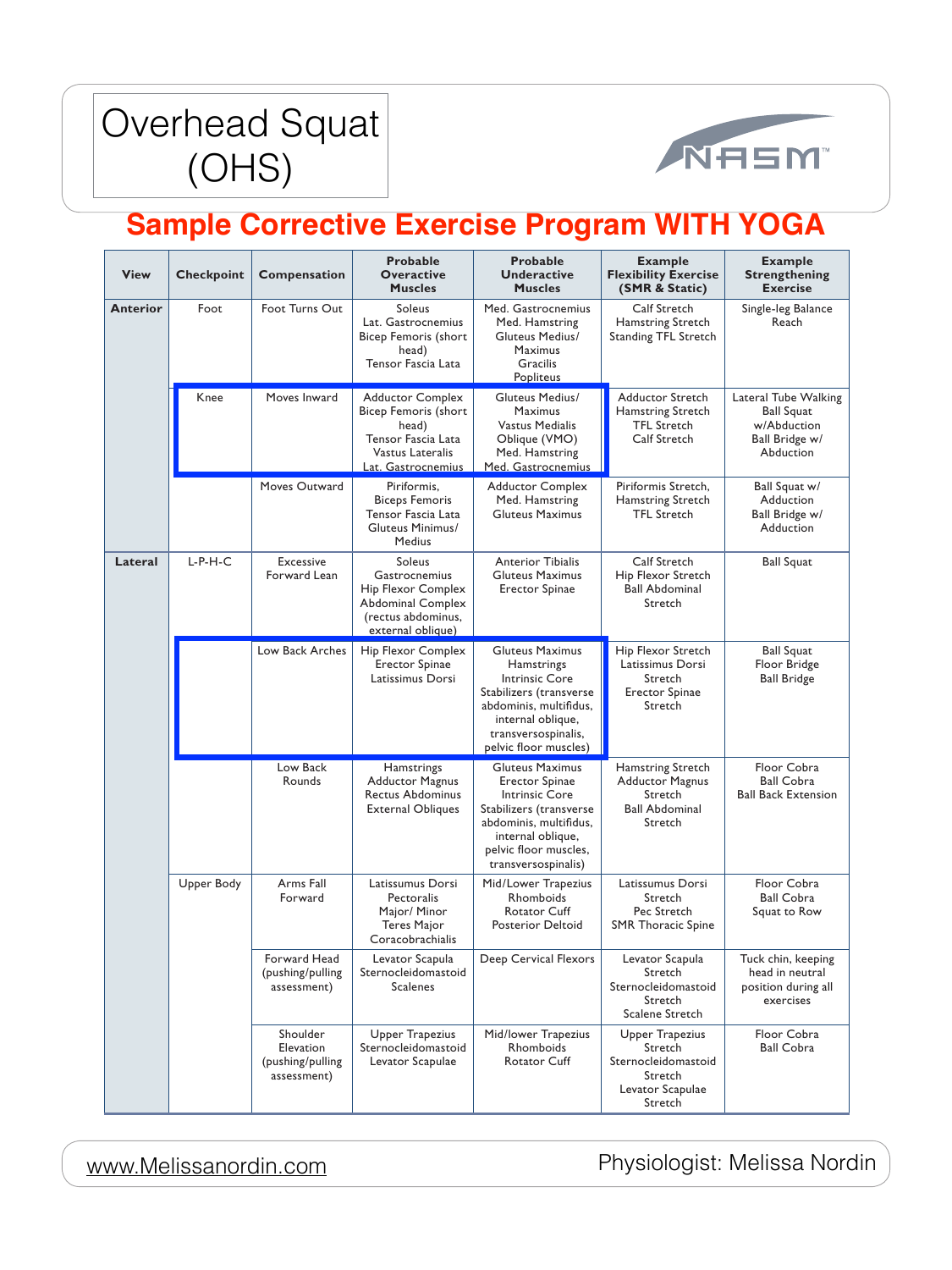# Overhead Squat (OHS)

## Sample Corrective Exercise Program WITH YOGA

| View | Checkpoint | Compensation | Probable Overactive Muscles | Probable Underactive Muscles | Example Flexibility Exercise (SMR & Static) | Example Strengthening Exercise |
|---|---|---|---|---|---|---|
| Anterior | Foot | Foot Turns Out | Soleus<br>Lat. Gastrocnemius<br>Bicep Femoris (short head)<br>Tensor Fascia Lata | Med. Gastrocnemius<br>Med. Hamstring<br>Gluteus Medius/ Maximus<br>Gracilis<br>Popliteus | Calf Stretch<br>Hamstring Stretch<br>Standing TFL Stretch | Single-leg Balance Reach |
| | Knee | Moves Inward | Adductor Complex<br>Bicep Femoris (short head)<br>Tensor Fascia Lata<br>Vastus Lateralis<br>Lat. Gastrocnemius | Gluteus Medius/ Maximus<br>Vastus Medialis Oblique (VMO)<br>Med. Hamstring<br>Med. Gastrocnemius | Adductor Stretch<br>Hamstring Stretch<br>TFL Stretch<br>Calf Stretch | Lateral Tube Walking<br>Ball Squat w/Abduction<br>Ball Bridge w/ Abduction |
| | | Moves Outward | Piriformis,<br>Biceps Femoris<br>Tensor Fascia Lata<br>Gluteus Minimus/ Medius | Adductor Complex<br>Med. Hamstring<br>Gluteus Maximus | Piriformis Stretch,<br>Hamstring Stretch<br>TFL Stretch | Ball Squat w/ Adduction<br>Ball Bridge w/ Adduction |
| Lateral | L-P-H-C | Excessive Forward Lean | Soleus<br>Gastrocnemius<br>Hip Flexor Complex<br>Abdominal Complex (rectus abdominus, external oblique) | Anterior Tibialis<br>Gluteus Maximus<br>Erector Spinae | Calf Stretch<br>Hip Flexor Stretch<br>Ball Abdominal Stretch | Ball Squat |
| | | Low Back Arches | Hip Flexor Complex<br>Erector Spinae<br>Latissimus Dorsi | Gluteus Maximus<br>Hamstrings<br>Intrinsic Core Stabilizers (transverse abdominis, multifidus, internal oblique, transversospinalis, pelvic floor muscles) | Hip Flexor Stretch<br>Latissimus Dorsi Stretch<br>Erector Spinae Stretch | Ball Squat<br>Floor Bridge<br>Ball Bridge |
| | | Low Back Rounds | Hamstrings<br>Adductor Magnus<br>Rectus Abdominus<br>External Obliques | Gluteus Maximus<br>Erector Spinae<br>Intrinsic Core Stabilizers (transverse abdominis, multifidus, internal oblique, pelvic floor muscles, transversospinalis) | Hamstring Stretch<br>Adductor Magnus Stretch<br>Ball Abdominal Stretch | Floor Cobra<br>Ball Cobra<br>Ball Back Extension |
| | Upper Body | Arms Fall Forward | Latissumus Dorsi<br>Pectoralis Major/ Minor<br>Teres Major<br>Coracobrachialis | Mid/Lower Trapezius<br>Rhomboids<br>Rotator Cuff<br>Posterior Deltoid | Latissumus Dorsi Stretch<br>Pec Stretch<br>SMR Thoracic Spine | Floor Cobra<br>Ball Cobra<br>Squat to Row |
| | | Forward Head (pushing/pulling assessment) | Levator Scapula<br>Sternocleidomastoid<br>Scalenes | Deep Cervical Flexors | Levator Scapula Stretch<br>Sternocleidomastoid Stretch<br>Scalene Stretch | Tuck chin, keeping head in neutral position during all exercises |
| | | Shoulder Elevation (pushing/pulling assessment) | Upper Trapezius<br>Sternocleidomastoid<br>Levator Scapulae | Mid/lower Trapezius<br>Rhomboids<br>Rotator Cuff | Upper Trapezius Stretch<br>Sternocleidomastoid Stretch<br>Levator Scapulae Stretch | Floor Cobra<br>Ball Cobra |

www.Melissanordin.com

Physiologist: Melissa Nordin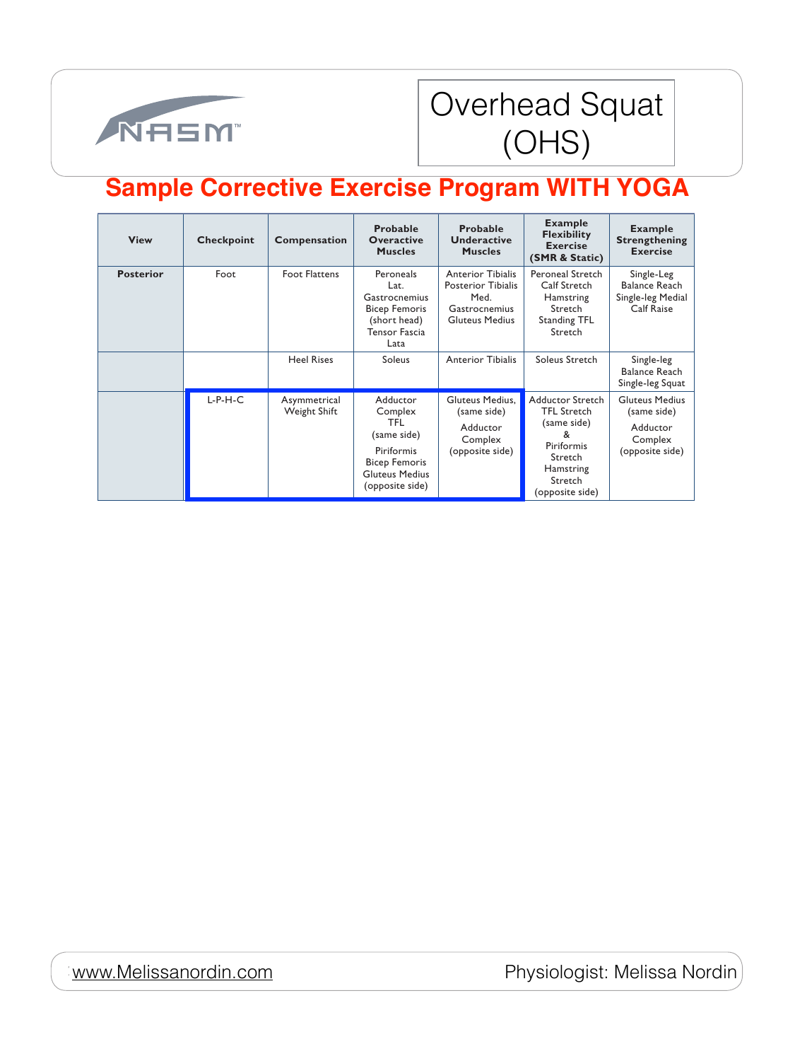# Overhead Squat (OHS)

## Sample Corrective Exercise Program WITH YOGA

| View | Checkpoint | Compensation | Probable Overactive Muscles | Probable Underactive Muscles | Example Flexibility Exercise (SMR & Static) | Example Strengthening Exercise |
|---|---|---|---|---|---|---|
| **Posterior** | Foot | Foot Flattens | Peroneals Lat. Gastrocnemius Bicep Femoris (short head) Tensor Fascia Lata | Anterior Tibialis Posterior Tibialis Med. Gastrocnemius Gluteus Medius | Peroneal Stretch Calf Stretch Hamstring Stretch Standing TFL Stretch | Single-Leg Balance Reach Single-leg Medial Calf Raise |
| | | Heel Rises | Soleus | Anterior Tibialis | Soleus Stretch | Single-leg Balance Reach Single-leg Squat |
| | L-P-H-C | Asymmetrical Weight Shift | Adductor Complex TFL (same side) Piriformis Bicep Femoris Gluteus Medius (opposite side) | Gluteus Medius, (same side) Adductor Complex (opposite side) | Adductor Stretch TFL Stretch (same side) & Piriformis Stretch Hamstring Stretch (opposite side) | Gluteus Medius (same side) Adductor Complex (opposite side) |

www.Melissanordin.com Physiologist: Melissa Nordin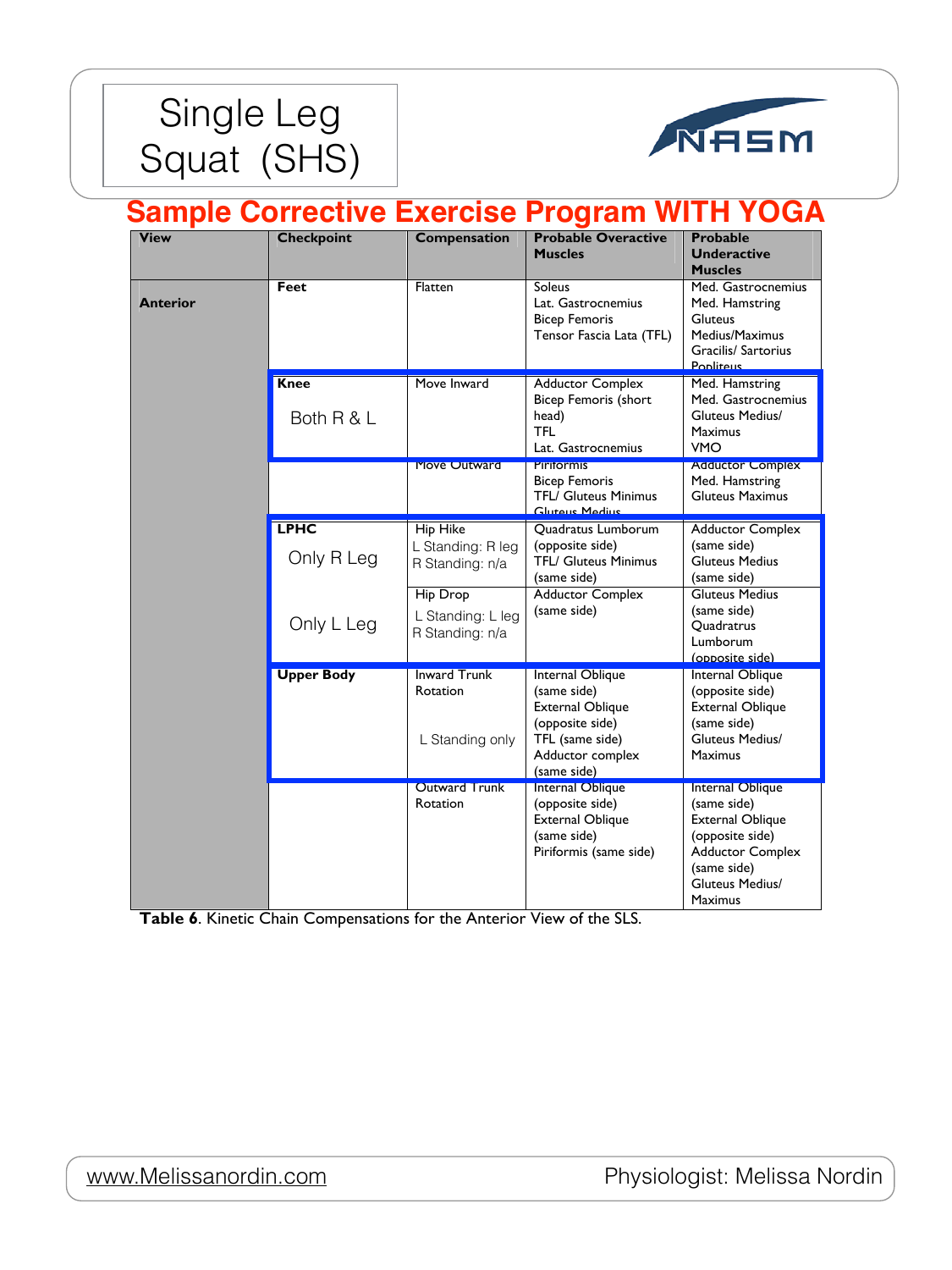# Single Leg Squat (SHS)

NASM

## Sample Corrective Exercise Program WITH YOGA

| View | Checkpoint | Compensation | Probable Overactive Muscles | Probable Underactive Muscles |
|---|---|---|---|---|
| **Anterior** | **Feet** | Flatten | Soleus<br>Lat. Gastrocnemius<br>Bicep Femoris<br>Tensor Fascia Lata (TFL) | Med. Gastrocnemius<br>Med. Hamstring<br>Gluteus Medius/Maximus<br>Gracilis/ Sartorius<br>Popliteus |
| | **Knee**<br>Both R & L | Move Inward | Adductor Complex<br>Bicep Femoris (short head)<br>TFL<br>Lat. Gastrocnemius | Med. Hamstring<br>Med. Gastrocnemius<br>Gluteus Medius/ Maximus<br>VMO |
| | | Move Outward | Piriformis<br>Bicep Femoris<br>TFL/ Gluteus Minimus<br>Gluteus Medius | Adductor Complex<br>Med. Hamstring<br>Gluteus Maximus |
| | **LPHC**<br>Only R Leg | Hip Hike<br>L Standing: R leg<br>R Standing: n/a | Quadratus Lumborum (opposite side)<br>TFL/ Gluteus Minimus (same side) | Adductor Complex (same side)<br>Gluteus Medius (same side) |
| | Only L Leg | Hip Drop<br>L Standing: L leg<br>R Standing: n/a | Adductor Complex (same side) | Gluteus Medius (same side)<br>Quadratrus Lumborum (opposite side) |
| | **Upper Body** | Inward Trunk Rotation<br>L Standing only | Internal Oblique (same side)<br>External Oblique (opposite side)<br>TFL (same side)<br>Adductor complex (same side) | Internal Oblique (opposite side)<br>External Oblique (same side)<br>Gluteus Medius/ Maximus |
| | | Outward Trunk Rotation | Internal Oblique (opposite side)<br>External Oblique (same side)<br>Piriformis (same side) | Internal Oblique (same side)<br>External Oblique (opposite side)<br>Adductor Complex (same side)<br>Gluteus Medius/ Maximus |

**Table 6**. Kinetic Chain Compensations for the Anterior View of the SLS.

www.Melissanordin.com Physiologist: Melissa Nordin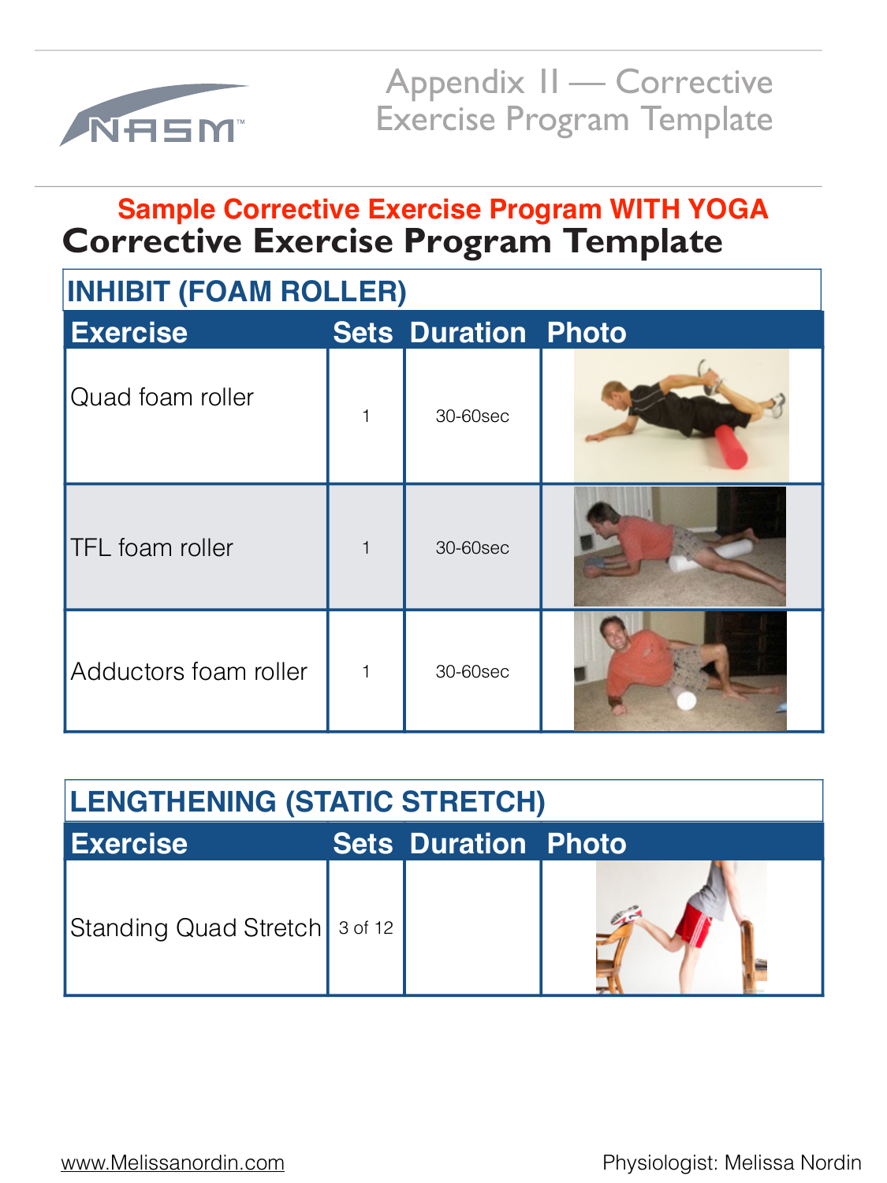Appendix II — Corrective Exercise Program Template

**Sample Corrective Exercise Program WITH YOGA**

# Corrective Exercise Program Template

## INHIBIT (FOAM ROLLER)

| Exercise | Sets | Duration | Photo |
|---|---|---|---|
| Quad foam roller | 1 | 30-60sec | |
| TFL foam roller | 1 | 30-60sec | |
| Adductors foam roller | 1 | 30-60sec | |

## LENGTHENING (STATIC STRETCH)

| Exercise | Sets | Duration | Photo |
|---|---|---|---|
| Standing Quad Stretch | 3 of 12 | | |

www.Melissanordin.com

Physiologist: Melissa Nordin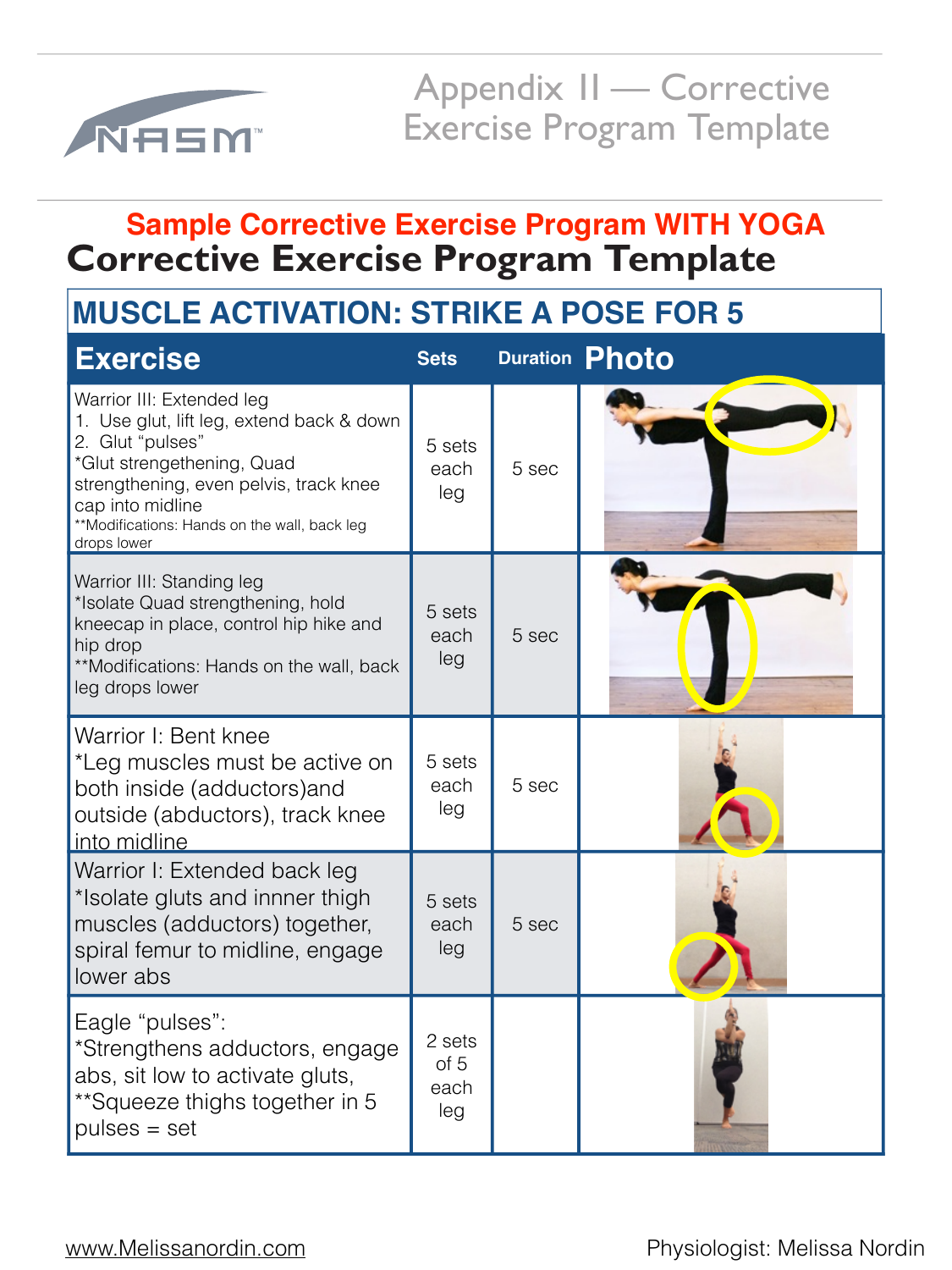# Appendix II — Corrective Exercise Program Template

## Sample Corrective Exercise Program WITH YOGA

## Corrective Exercise Program Template

### MUSCLE ACTIVATION: STRIKE A POSE FOR 5

| Exercise | Sets | Duration | Photo |
|---|---|---|---|
| Warrior III: Extended leg<br>1. Use glut, lift leg, extend back & down<br>2. Glut "pulses"<br>*Glut strengethening, Quad strengthening, even pelvis, track knee cap into midline<br>**Modifications: Hands on the wall, back leg drops lower | 5 sets each leg | 5 sec | |
| Warrior III: Standing leg<br>*Isolate Quad strengthening, hold kneecap in place, control hip hike and hip drop<br>**Modifications: Hands on the wall, back leg drops lower | 5 sets each leg | 5 sec | |
| Warrior I: Bent knee<br>*Leg muscles must be active on both inside (adductors)and outside (abductors), track knee into midline | 5 sets each leg | 5 sec | |
| Warrior I: Extended back leg<br>*Isolate gluts and innner thigh muscles (adductors) together, spiral femur to midline, engage lower abs | 5 sets each leg | 5 sec | |
| Eagle "pulses":<br>*Strengthens adductors, engage abs, sit low to activate gluts,<br>**Squeeze thighs together in 5 pulses = set | 2 sets of 5 each leg | | |

www.Melissanordin.com

Physiologist: Melissa Nordin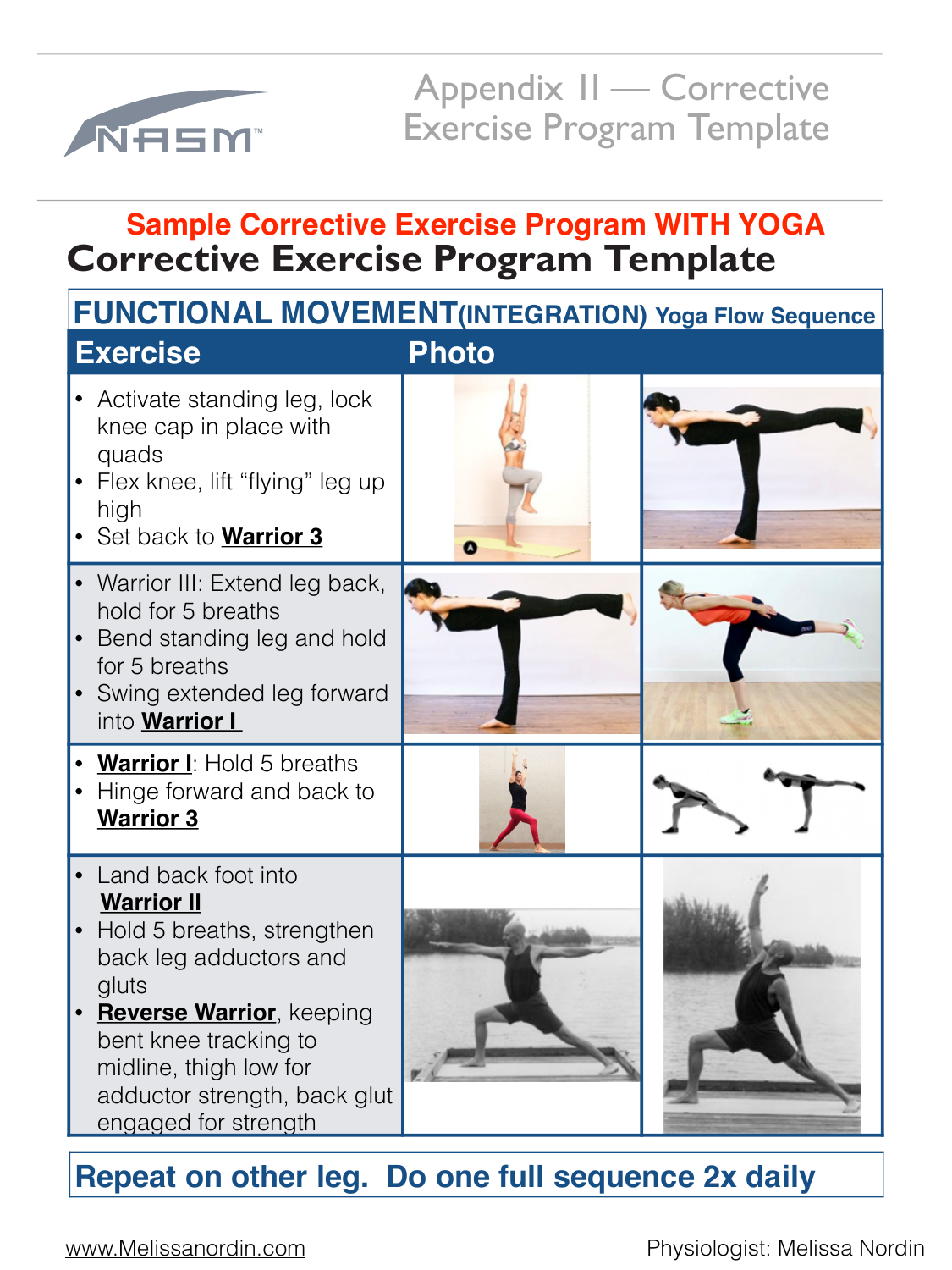# Appendix II — Corrective Exercise Program Template

## Sample Corrective Exercise Program WITH YOGA

## Corrective Exercise Program Template

### FUNCTIONAL MOVEMENT(INTEGRATION) Yoga Flow Sequence

| Exercise | Photo | |
|---|---|---|
| • Activate standing leg, lock knee cap in place with quads<br>• Flex knee, lift "flying" leg up high<br>• Set back to **Warrior 3** | | |
| • Warrior III: Extend leg back, hold for 5 breaths<br>• Bend standing leg and hold for 5 breaths<br>• Swing extended leg forward into **Warrior I** | | |
| • **Warrior I**: Hold 5 breaths<br>• Hinge forward and back to **Warrior 3** | | |
| • Land back foot into **Warrior II**<br>• Hold 5 breaths, strengthen back leg adductors and glutes<br>• **Reverse Warrior**, keeping bent knee tracking to midline, thigh low for adductor strength, back glut engaged for strength | | |

**Repeat on other leg. Do one full sequence 2x daily**

www.Melissanordin.com

Physiologist: Melissa Nordin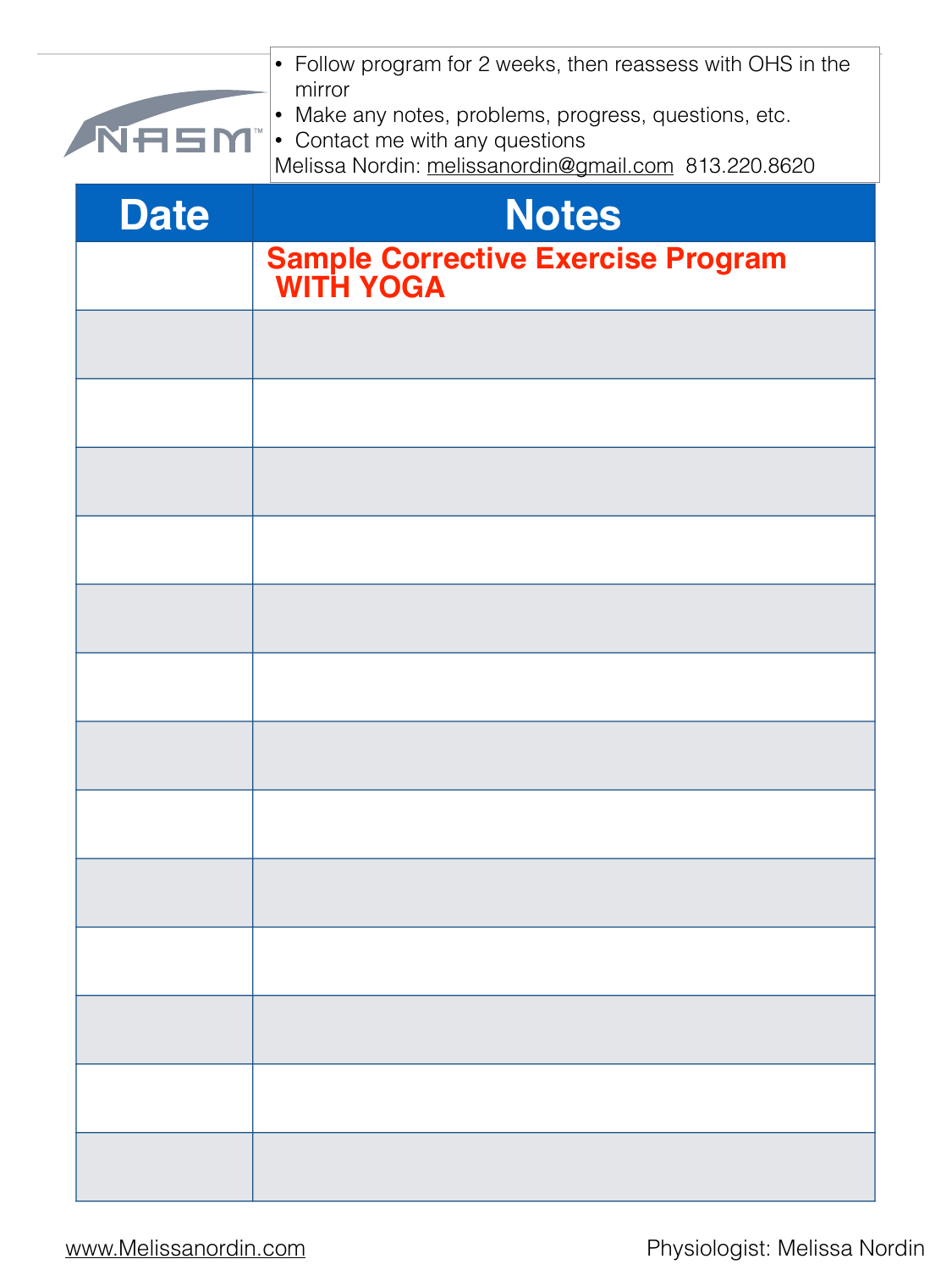- Follow program for 2 weeks, then reassess with OHS in the mirror
- Make any notes, problems, progress, questions, etc.
- Contact me with any questions

Melissa Nordin: melissanordin@gmail.com 813.220.8620

| Date | Notes |
|---|---|
| | **Sample Corrective Exercise Program WITH YOGA** |
| | |
| | |
| | |
| | |
| | |
| | |
| | |
| | |
| | |
| | |
| | |
| | |
| | |

www.Melissanordin.com

Physiologist: Melissa Nordin